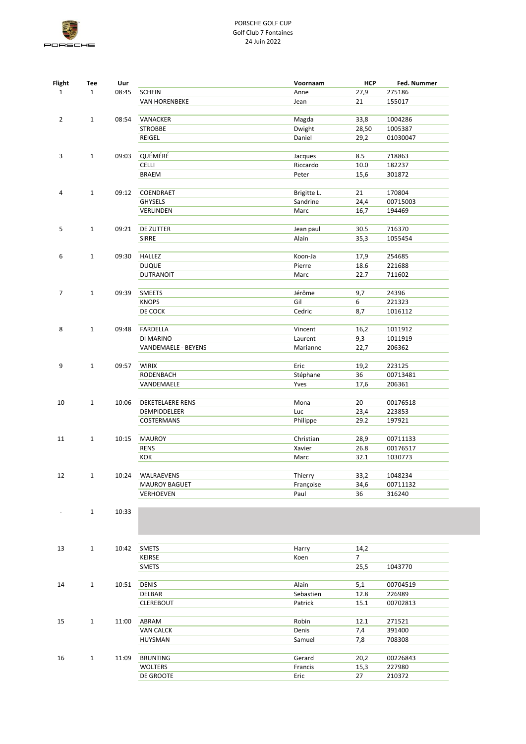PORSCHE GOLF CUP
Golf Club 7 Fontaines
24 Juin 2022

| Flight | Tee | Uur | | Voornaam | HCP | Fed. Nummer |
|---|---|---|---|---|---|---|
| 1 | 1 | 08:45 | SCHEIN | Anne | 27,9 | 275186 |
| | | | VAN HORENBEKE | Jean | 21 | 155017 |
| 2 | 1 | 08:54 | VANACKER | Magda | 33,8 | 1004286 |
| | | | STROBBE | Dwight | 28,50 | 1005387 |
| | | | REIGEL | Daniel | 29,2 | 01030047 |
| 3 | 1 | 09:03 | QUÉMÉRÉ | Jacques | 8.5 | 718863 |
| | | | CELLI | Riccardo | 10.0 | 182237 |
| | | | BRAEM | Peter | 15,6 | 301872 |
| 4 | 1 | 09:12 | COENDRAET | Brigitte L. | 21 | 170804 |
| | | | GHYSELS | Sandrine | 24,4 | 00715003 |
| | | | VERLINDEN | Marc | 16,7 | 194469 |
| 5 | 1 | 09:21 | DE ZUTTER | Jean paul | 30.5 | 716370 |
| | | | SIRRE | Alain | 35,3 | 1055454 |
| 6 | 1 | 09:30 | HALLEZ | Koon-Ja | 17,9 | 254685 |
| | | | DUQUE | Pierre | 18.6 | 221688 |
| | | | DUTRANOIT | Marc | 22.7 | 711602 |
| 7 | 1 | 09:39 | SMEETS | Jérôme | 9,7 | 24396 |
| | | | KNOPS | Gil | 6 | 221323 |
| | | | DE COCK | Cedric | 8,7 | 1016112 |
| 8 | 1 | 09:48 | FARDELLA | Vincent | 16,2 | 1011912 |
| | | | DI MARINO | Laurent | 9,3 | 1011919 |
| | | | VANDEMAELE - BEYENS | Marianne | 22,7 | 206362 |
| 9 | 1 | 09:57 | WIRIX | Eric | 19,2 | 223125 |
| | | | RODENBACH | Stéphane | 36 | 00713481 |
| | | | VANDEMAELE | Yves | 17,6 | 206361 |
| 10 | 1 | 10:06 | DEKETELAERE RENS | Mona | 20 | 00176518 |
| | | | DEMPIDDELEER | Luc | 23,4 | 223853 |
| | | | COSTERMANS | Philippe | 29.2 | 197921 |
| 11 | 1 | 10:15 | MAUROY | Christian | 28,9 | 00711133 |
| | | | RENS | Xavier | 26.8 | 00176517 |
| | | | KOK | Marc | 32.1 | 1030773 |
| 12 | 1 | 10:24 | WALRAEVENS | Thierry | 33,2 | 1048234 |
| | | | MAUROY BAGUET | Françoise | 34,6 | 00711132 |
| | | | VERHOEVEN | Paul | 36 | 316240 |
| - | 1 | 10:33 | | | | |
| 13 | 1 | 10:42 | SMETS | Harry | 14,2 | |
| | | | KEIRSE | Koen | 7 | |
| | | | SMETS | | 25,5 | 1043770 |
| 14 | 1 | 10:51 | DENIS | Alain | 5,1 | 00704519 |
| | | | DELBAR | Sebastien | 12.8 | 226989 |
| | | | CLEREBOUT | Patrick | 15.1 | 00702813 |
| 15 | 1 | 11:00 | ABRAM | Robin | 12.1 | 271521 |
| | | | VAN CALCK | Denis | 7,4 | 391400 |
| | | | HUYSMAN | Samuel | 7,8 | 708308 |
| 16 | 1 | 11:09 | BRUNTING | Gerard | 20,2 | 00226843 |
| | | | WOLTERS | Francis | 15,3 | 227980 |
| | | | DE GROOTE | Eric | 27 | 210372 |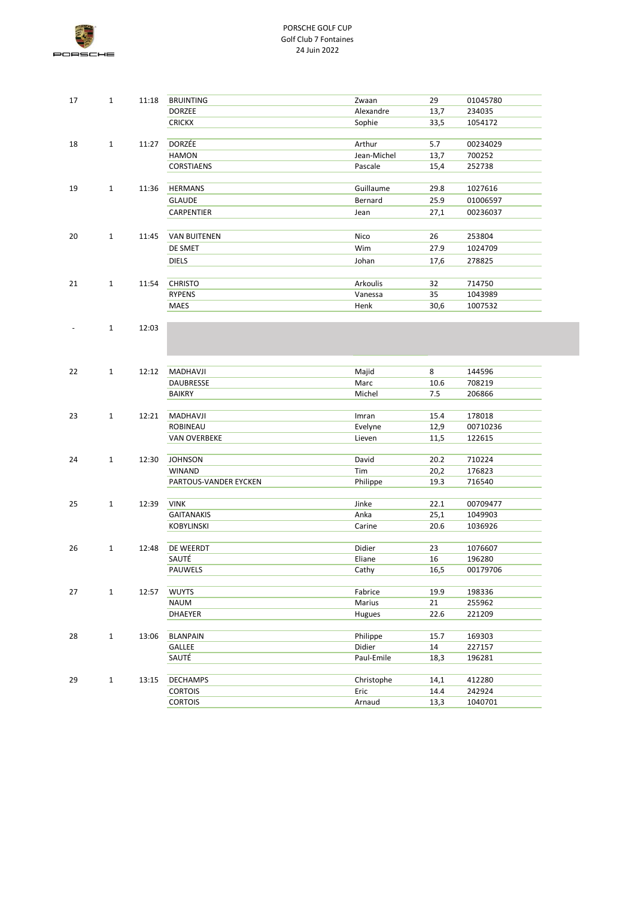PORSCHE GOLF CUP
Golf Club 7 Fontaines
24 Juin 2022

| | | | | | | |
|---|---|---|---|---|---|---|
| 17 | 1 | 11:18 | BRUINTING | Zwaan | 29 | 01045780 |
| | | | DORZEE | Alexandre | 13,7 | 234035 |
| | | | CRICKX | Sophie | 33,5 | 1054172 |
| 18 | 1 | 11:27 | DORZÉE | Arthur | 5.7 | 00234029 |
| | | | HAMON | Jean-Michel | 13,7 | 700252 |
| | | | CORSTIAENS | Pascale | 15,4 | 252738 |
| 19 | 1 | 11:36 | HERMANS | Guillaume | 29.8 | 1027616 |
| | | | GLAUDE | Bernard | 25.9 | 01006597 |
| | | | CARPENTIER | Jean | 27,1 | 00236037 |
| 20 | 1 | 11:45 | VAN BUITENEN | Nico | 26 | 253804 |
| | | | DE SMET | Wim | 27.9 | 1024709 |
| | | | DIELS | Johan | 17,6 | 278825 |
| 21 | 1 | 11:54 | CHRISTO | Arkoulis | 32 | 714750 |
| | | | RYPENS | Vanessa | 35 | 1043989 |
| | | | MAES | Henk | 30,6 | 1007532 |
| - | 1 | 12:03 | | | | |
| 22 | 1 | 12:12 | MADHAVJI | Majid | 8 | 144596 |
| | | | DAUBRESSE | Marc | 10.6 | 708219 |
| | | | BAIKRY | Michel | 7.5 | 206866 |
| 23 | 1 | 12:21 | MADHAVJI | Imran | 15.4 | 178018 |
| | | | ROBINEAU | Evelyne | 12,9 | 00710236 |
| | | | VAN OVERBEKE | Lieven | 11,5 | 122615 |
| 24 | 1 | 12:30 | JOHNSON | David | 20.2 | 710224 |
| | | | WINAND | Tim | 20,2 | 176823 |
| | | | PARTOUS-VANDER EYCKEN | Philippe | 19.3 | 716540 |
| 25 | 1 | 12:39 | VINK | Jinke | 22.1 | 00709477 |
| | | | GAITANAKIS | Anka | 25,1 | 1049903 |
| | | | KOBYLINSKI | Carine | 20.6 | 1036926 |
| 26 | 1 | 12:48 | DE WEERDT | Didier | 23 | 1076607 |
| | | | SAUTÉ | Eliane | 16 | 196280 |
| | | | PAUWELS | Cathy | 16,5 | 00179706 |
| 27 | 1 | 12:57 | WUYTS | Fabrice | 19.9 | 198336 |
| | | | NAUM | Marius | 21 | 255962 |
| | | | DHAEYER | Hugues | 22.6 | 221209 |
| 28 | 1 | 13:06 | BLANPAIN | Philippe | 15.7 | 169303 |
| | | | GALLEE | Didier | 14 | 227157 |
| | | | SAUTÉ | Paul-Emile | 18,3 | 196281 |
| 29 | 1 | 13:15 | DECHAMPS | Christophe | 14,1 | 412280 |
| | | | CORTOIS | Eric | 14.4 | 242924 |
| | | | CORTOIS | Arnaud | 13,3 | 1040701 |